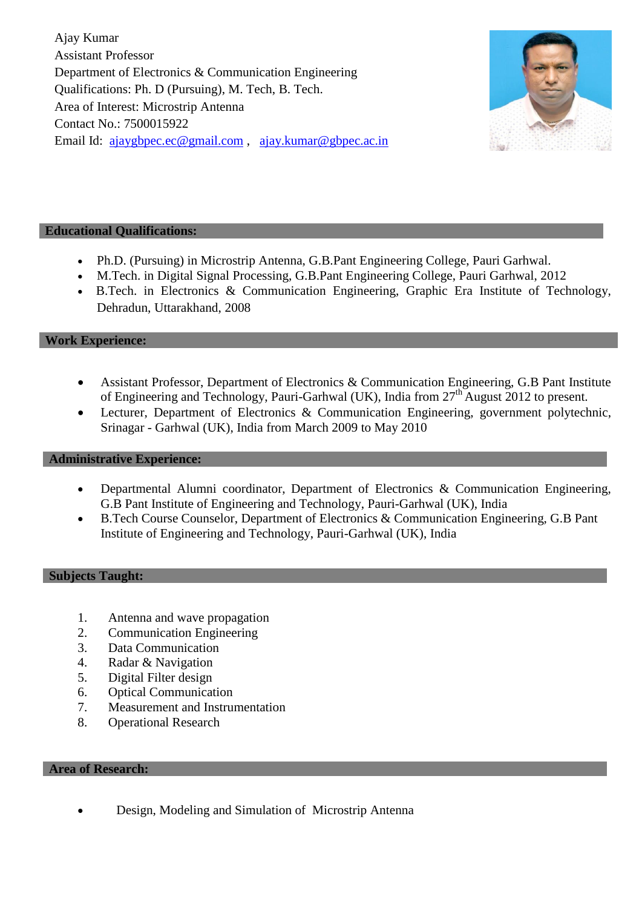Ajay Kumar
Assistant Professor
Department of Electronics & Communication Engineering
Qualifications: Ph. D (Pursuing), M. Tech, B. Tech.
Area of Interest: Microstrip Antenna
Contact No.: 7500015922
Email Id: ajaygbpec.ec@gmail.com , ajay.kumar@gbpec.ac.in

## Educational Qualifications:

- Ph.D. (Pursuing) in Microstrip Antenna, G.B.Pant Engineering College, Pauri Garhwal.
- M.Tech. in Digital Signal Processing, G.B.Pant Engineering College, Pauri Garhwal, 2012
- B.Tech. in Electronics & Communication Engineering, Graphic Era Institute of Technology, Dehradun, Uttarakhand, 2008

## Work Experience:

- Assistant Professor, Department of Electronics & Communication Engineering, G.B Pant Institute of Engineering and Technology, Pauri-Garhwal (UK), India from 27th August 2012 to present.
- Lecturer, Department of Electronics & Communication Engineering, government polytechnic, Srinagar - Garhwal (UK), India from March 2009 to May 2010

## Administrative Experience:

- Departmental Alumni coordinator, Department of Electronics & Communication Engineering, G.B Pant Institute of Engineering and Technology, Pauri-Garhwal (UK), India
- B.Tech Course Counselor, Department of Electronics & Communication Engineering, G.B Pant Institute of Engineering and Technology, Pauri-Garhwal (UK), India

## Subjects Taught:

1. Antenna and wave propagation
2. Communication Engineering
3. Data Communication
4. Radar & Navigation
5. Digital Filter design
6. Optical Communication
7. Measurement and Instrumentation
8. Operational Research

## Area of Research:

- Design, Modeling and Simulation of Microstrip Antenna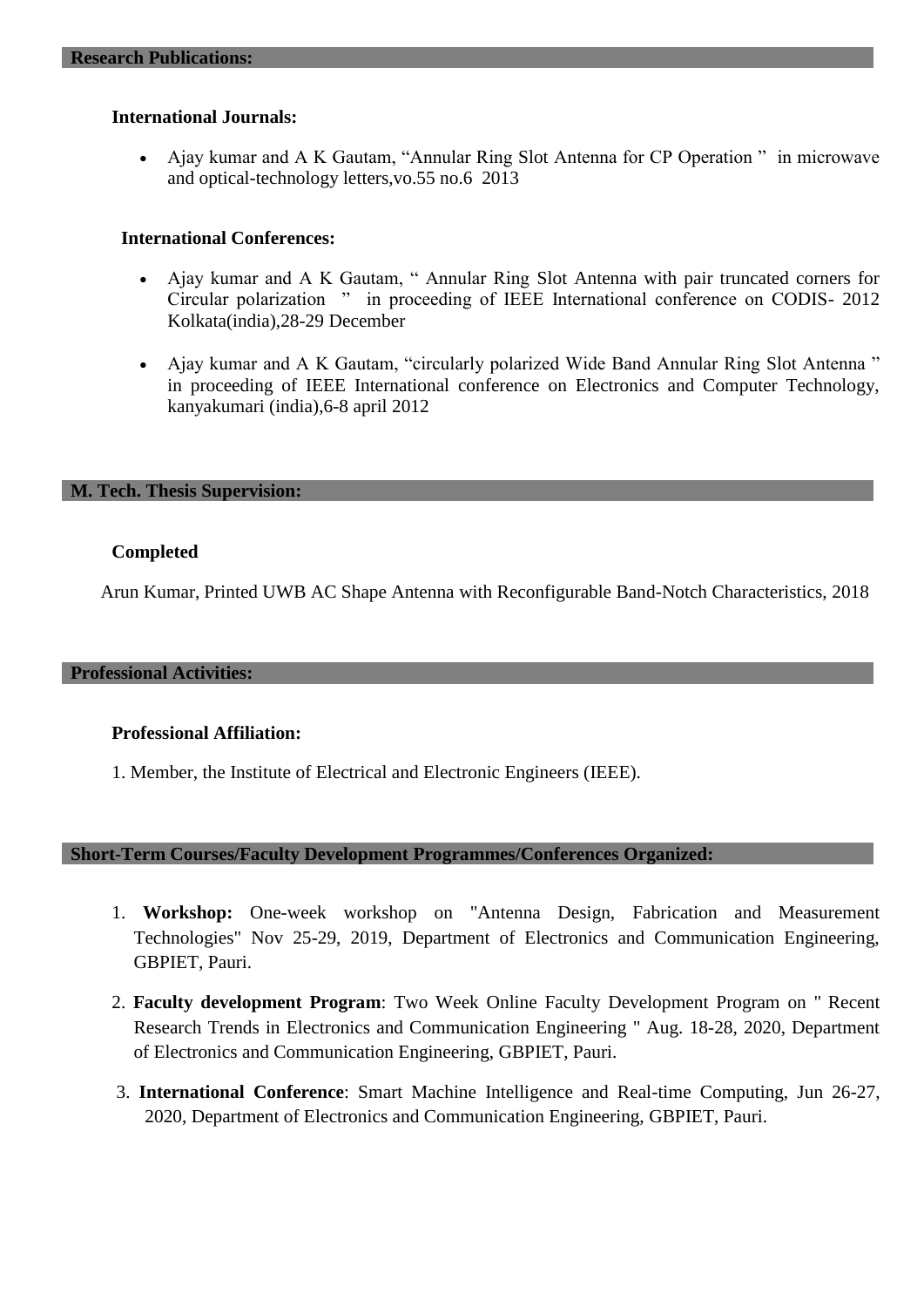## Research Publications:

### International Journals:

- Ajay kumar and A K Gautam, "Annular Ring Slot Antenna for CP Operation " in microwave and optical-technology letters,vo.55 no.6 2013

### International Conferences:

- Ajay kumar and A K Gautam, " Annular Ring Slot Antenna with pair truncated corners for Circular polarization " in proceeding of IEEE International conference on CODIS- 2012 Kolkata(india),28-29 December
- Ajay kumar and A K Gautam, "circularly polarized Wide Band Annular Ring Slot Antenna " in proceeding of IEEE International conference on Electronics and Computer Technology, kanyakumari (india),6-8 april 2012

## M. Tech. Thesis Supervision:

### Completed

Arun Kumar, Printed UWB AC Shape Antenna with Reconfigurable Band-Notch Characteristics, 2018

## Professional Activities:

### Professional Affiliation:

1. Member, the Institute of Electrical and Electronic Engineers (IEEE).

## Short-Term Courses/Faculty Development Programmes/Conferences Organized:

1. **Workshop:** One-week workshop on "Antenna Design, Fabrication and Measurement Technologies" Nov 25-29, 2019, Department of Electronics and Communication Engineering, GBPIET, Pauri.
2. **Faculty development Program**: Two Week Online Faculty Development Program on " Recent Research Trends in Electronics and Communication Engineering " Aug. 18-28, 2020, Department of Electronics and Communication Engineering, GBPIET, Pauri.
3. **International Conference**: Smart Machine Intelligence and Real-time Computing, Jun 26-27, 2020, Department of Electronics and Communication Engineering, GBPIET, Pauri.